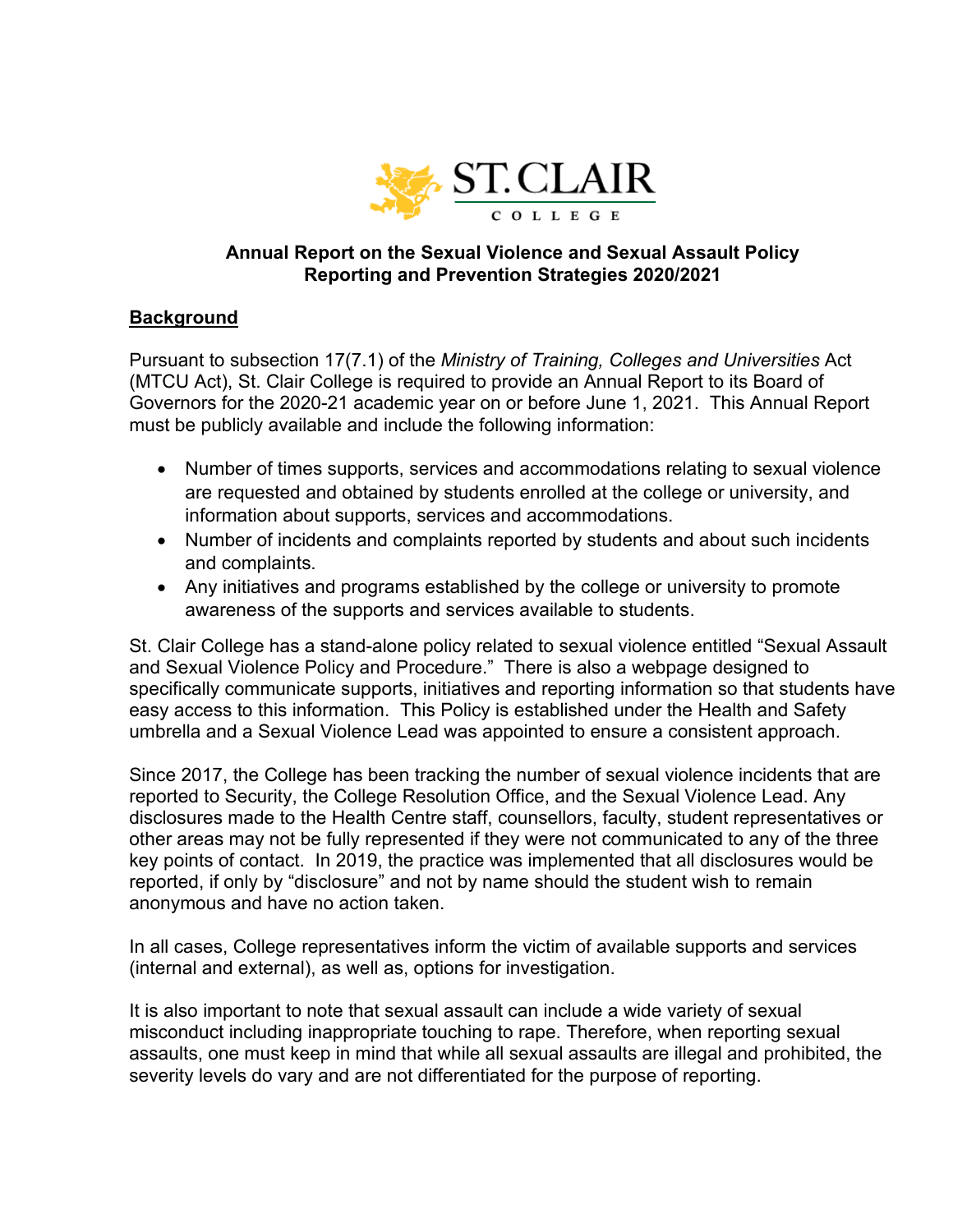**ST. CLAIR COLLEGE**

## Annual Report on the Sexual Violence and Sexual Assault Policy Reporting and Prevention Strategies 2020/2021

### Background

Pursuant to subsection 17(7.1) of the *Ministry of Training, Colleges and Universities* Act (MTCU Act), St. Clair College is required to provide an Annual Report to its Board of Governors for the 2020-21 academic year on or before June 1, 2021. This Annual Report must be publicly available and include the following information:

- Number of times supports, services and accommodations relating to sexual violence are requested and obtained by students enrolled at the college or university, and information about supports, services and accommodations.
- Number of incidents and complaints reported by students and about such incidents and complaints.
- Any initiatives and programs established by the college or university to promote awareness of the supports and services available to students.

St. Clair College has a stand-alone policy related to sexual violence entitled "Sexual Assault and Sexual Violence Policy and Procedure." There is also a webpage designed to specifically communicate supports, initiatives and reporting information so that students have easy access to this information. This Policy is established under the Health and Safety umbrella and a Sexual Violence Lead was appointed to ensure a consistent approach.

Since 2017, the College has been tracking the number of sexual violence incidents that are reported to Security, the College Resolution Office, and the Sexual Violence Lead. Any disclosures made to the Health Centre staff, counsellors, faculty, student representatives or other areas may not be fully represented if they were not communicated to any of the three key points of contact. In 2019, the practice was implemented that all disclosures would be reported, if only by "disclosure" and not by name should the student wish to remain anonymous and have no action taken.

In all cases, College representatives inform the victim of available supports and services (internal and external), as well as, options for investigation.

It is also important to note that sexual assault can include a wide variety of sexual misconduct including inappropriate touching to rape. Therefore, when reporting sexual assaults, one must keep in mind that while all sexual assaults are illegal and prohibited, the severity levels do vary and are not differentiated for the purpose of reporting.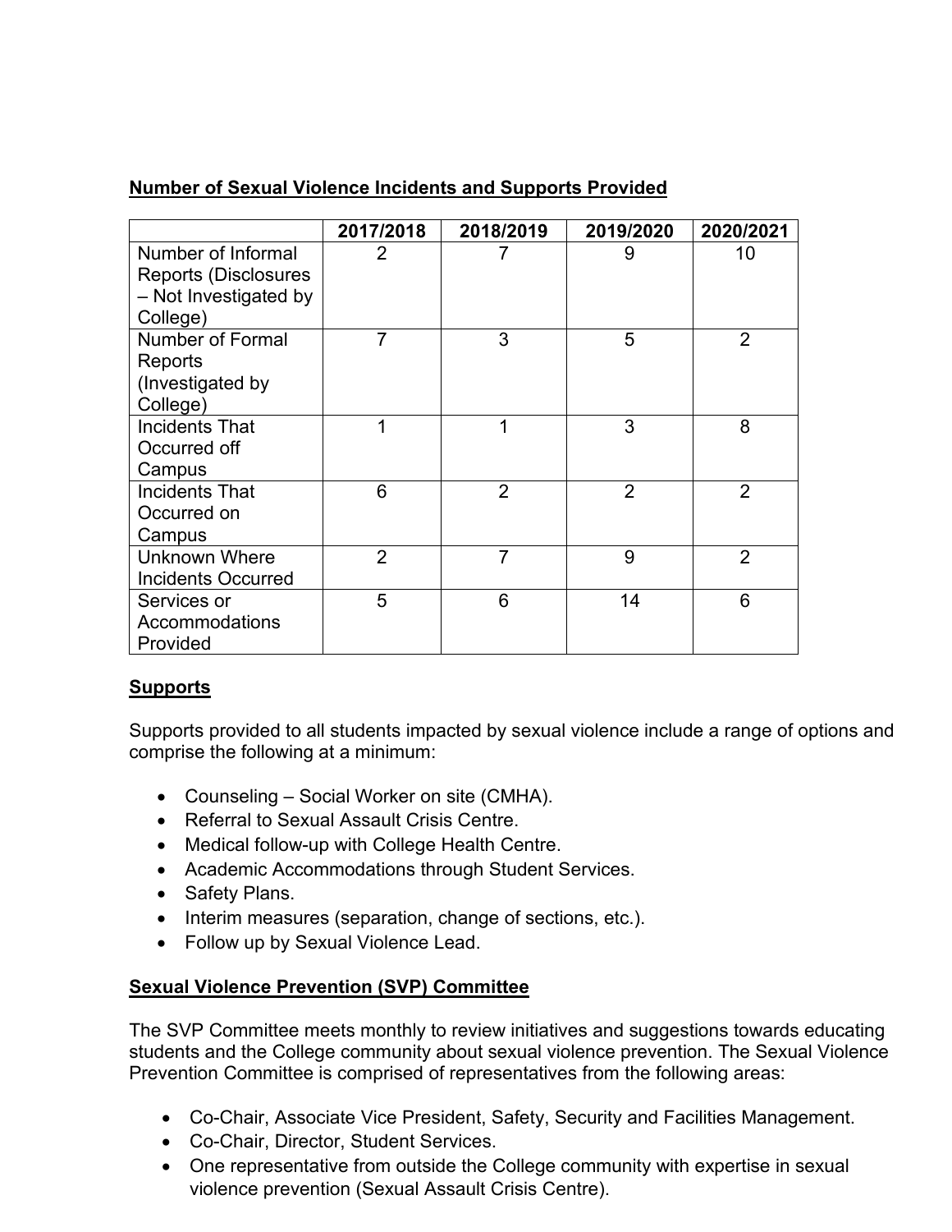**Number of Sexual Violence Incidents and Supports Provided**

| | 2017/2018 | 2018/2019 | 2019/2020 | 2020/2021 |
|---|---|---|---|---|
| Number of Informal Reports (Disclosures – Not Investigated by College) | 2 | 7 | 9 | 10 |
| Number of Formal Reports (Investigated by College) | 7 | 3 | 5 | 2 |
| Incidents That Occurred off Campus | 1 | 1 | 3 | 8 |
| Incidents That Occurred on Campus | 6 | 2 | 2 | 2 |
| Unknown Where Incidents Occurred | 2 | 7 | 9 | 2 |
| Services or Accommodations Provided | 5 | 6 | 14 | 6 |

**Supports**

Supports provided to all students impacted by sexual violence include a range of options and comprise the following at a minimum:

- Counseling – Social Worker on site (CMHA).
- Referral to Sexual Assault Crisis Centre.
- Medical follow-up with College Health Centre.
- Academic Accommodations through Student Services.
- Safety Plans.
- Interim measures (separation, change of sections, etc.).
- Follow up by Sexual Violence Lead.

**Sexual Violence Prevention (SVP) Committee**

The SVP Committee meets monthly to review initiatives and suggestions towards educating students and the College community about sexual violence prevention. The Sexual Violence Prevention Committee is comprised of representatives from the following areas:

- Co-Chair, Associate Vice President, Safety, Security and Facilities Management.
- Co-Chair, Director, Student Services.
- One representative from outside the College community with expertise in sexual violence prevention (Sexual Assault Crisis Centre).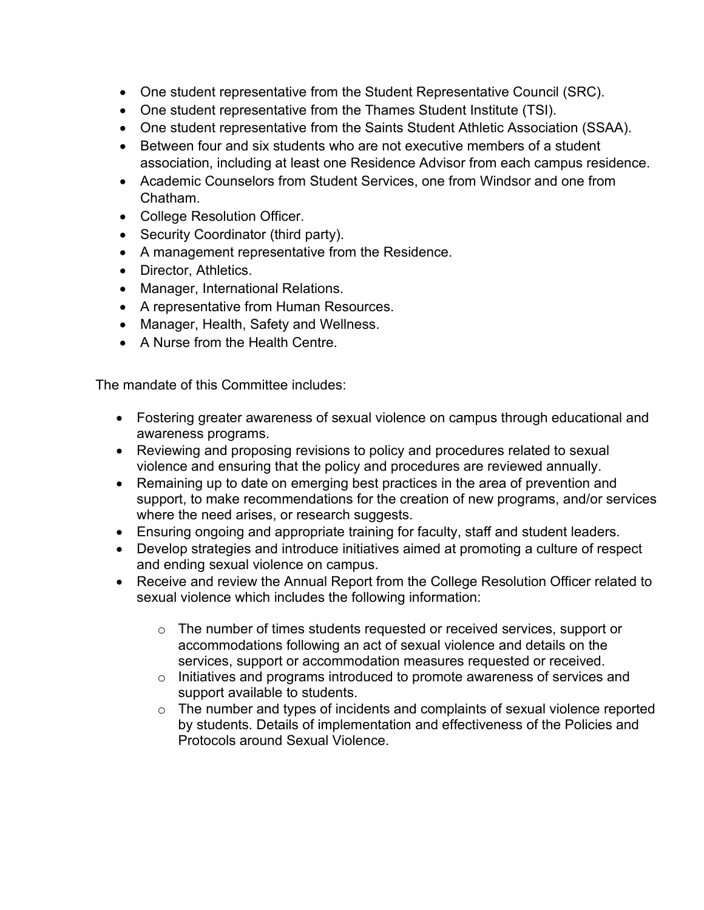- One student representative from the Student Representative Council (SRC).
- One student representative from the Thames Student Institute (TSI).
- One student representative from the Saints Student Athletic Association (SSAA).
- Between four and six students who are not executive members of a student association, including at least one Residence Advisor from each campus residence.
- Academic Counselors from Student Services, one from Windsor and one from Chatham.
- College Resolution Officer.
- Security Coordinator (third party).
- A management representative from the Residence.
- Director, Athletics.
- Manager, International Relations.
- A representative from Human Resources.
- Manager, Health, Safety and Wellness.
- A Nurse from the Health Centre.

The mandate of this Committee includes:

- Fostering greater awareness of sexual violence on campus through educational and awareness programs.
- Reviewing and proposing revisions to policy and procedures related to sexual violence and ensuring that the policy and procedures are reviewed annually.
- Remaining up to date on emerging best practices in the area of prevention and support, to make recommendations for the creation of new programs, and/or services where the need arises, or research suggests.
- Ensuring ongoing and appropriate training for faculty, staff and student leaders.
- Develop strategies and introduce initiatives aimed at promoting a culture of respect and ending sexual violence on campus.
- Receive and review the Annual Report from the College Resolution Officer related to sexual violence which includes the following information:
    - The number of times students requested or received services, support or accommodations following an act of sexual violence and details on the services, support or accommodation measures requested or received.
    - Initiatives and programs introduced to promote awareness of services and support available to students.
    - The number and types of incidents and complaints of sexual violence reported by students. Details of implementation and effectiveness of the Policies and Protocols around Sexual Violence.